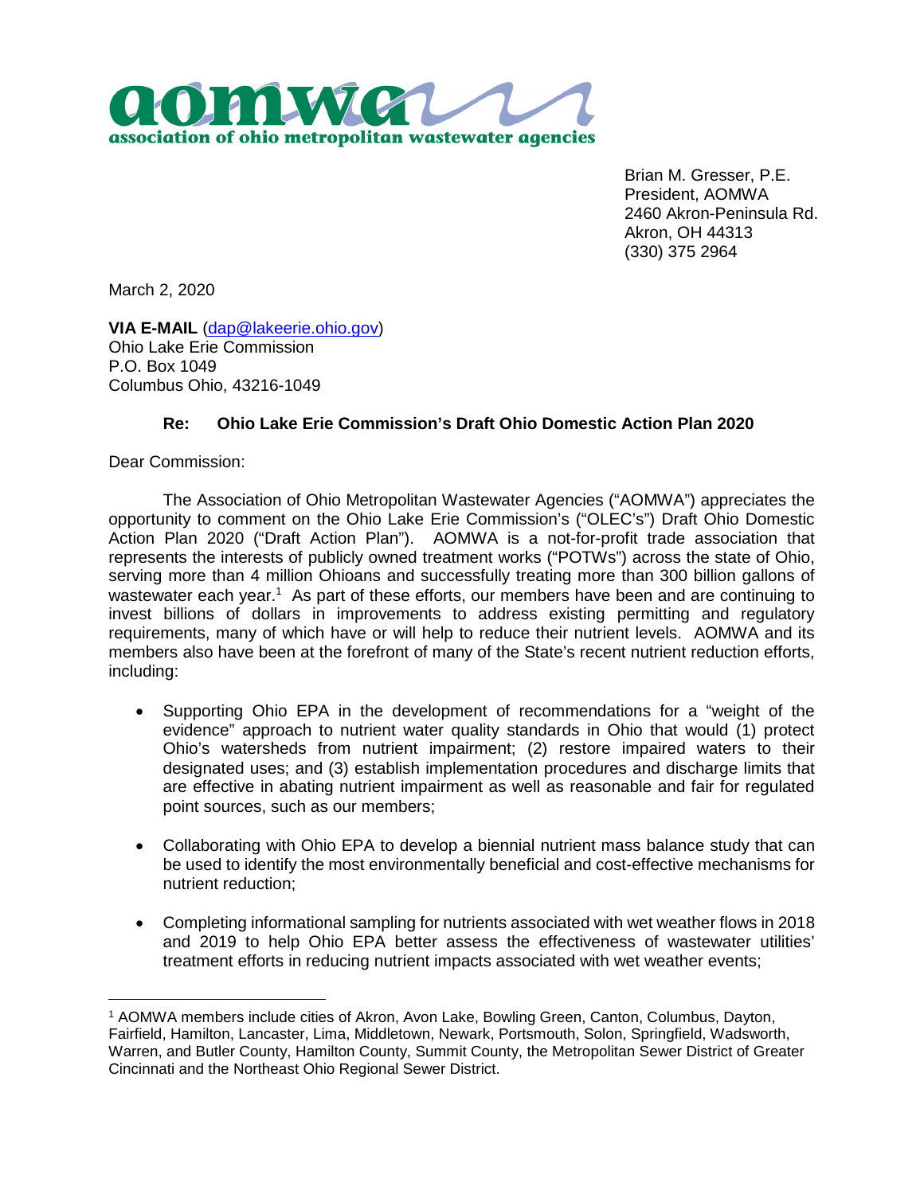**aomwa**
**association of ohio metropolitan wastewater agencies**

Brian M. Gresser, P.E.
President, AOMWA
2460 Akron-Peninsula Rd.
Akron, OH 44313
(330) 375 2964

March 2, 2020

**VIA E-MAIL** (dap@lakeerie.ohio.gov)
Ohio Lake Erie Commission
P.O. Box 1049
Columbus Ohio, 43216-1049

**Re: Ohio Lake Erie Commission's Draft Ohio Domestic Action Plan 2020**

Dear Commission:

The Association of Ohio Metropolitan Wastewater Agencies ("AOMWA") appreciates the opportunity to comment on the Ohio Lake Erie Commission's ("OLEC's") Draft Ohio Domestic Action Plan 2020 ("Draft Action Plan"). AOMWA is a not-for-profit trade association that represents the interests of publicly owned treatment works ("POTWs") across the state of Ohio, serving more than 4 million Ohioans and successfully treating more than 300 billion gallons of wastewater each year.[1] As part of these efforts, our members have been and are continuing to invest billions of dollars in improvements to address existing permitting and regulatory requirements, many of which have or will help to reduce their nutrient levels. AOMWA and its members also have been at the forefront of many of the State's recent nutrient reduction efforts, including:

- Supporting Ohio EPA in the development of recommendations for a "weight of the evidence" approach to nutrient water quality standards in Ohio that would (1) protect Ohio's watersheds from nutrient impairment; (2) restore impaired waters to their designated uses; and (3) establish implementation procedures and discharge limits that are effective in abating nutrient impairment as well as reasonable and fair for regulated point sources, such as our members;
- Collaborating with Ohio EPA to develop a biennial nutrient mass balance study that can be used to identify the most environmentally beneficial and cost-effective mechanisms for nutrient reduction;
- Completing informational sampling for nutrients associated with wet weather flows in 2018 and 2019 to help Ohio EPA better assess the effectiveness of wastewater utilities' treatment efforts in reducing nutrient impacts associated with wet weather events;

[1] AOMWA members include cities of Akron, Avon Lake, Bowling Green, Canton, Columbus, Dayton, Fairfield, Hamilton, Lancaster, Lima, Middletown, Newark, Portsmouth, Solon, Springfield, Wadsworth, Warren, and Butler County, Hamilton County, Summit County, the Metropolitan Sewer District of Greater Cincinnati and the Northeast Ohio Regional Sewer District.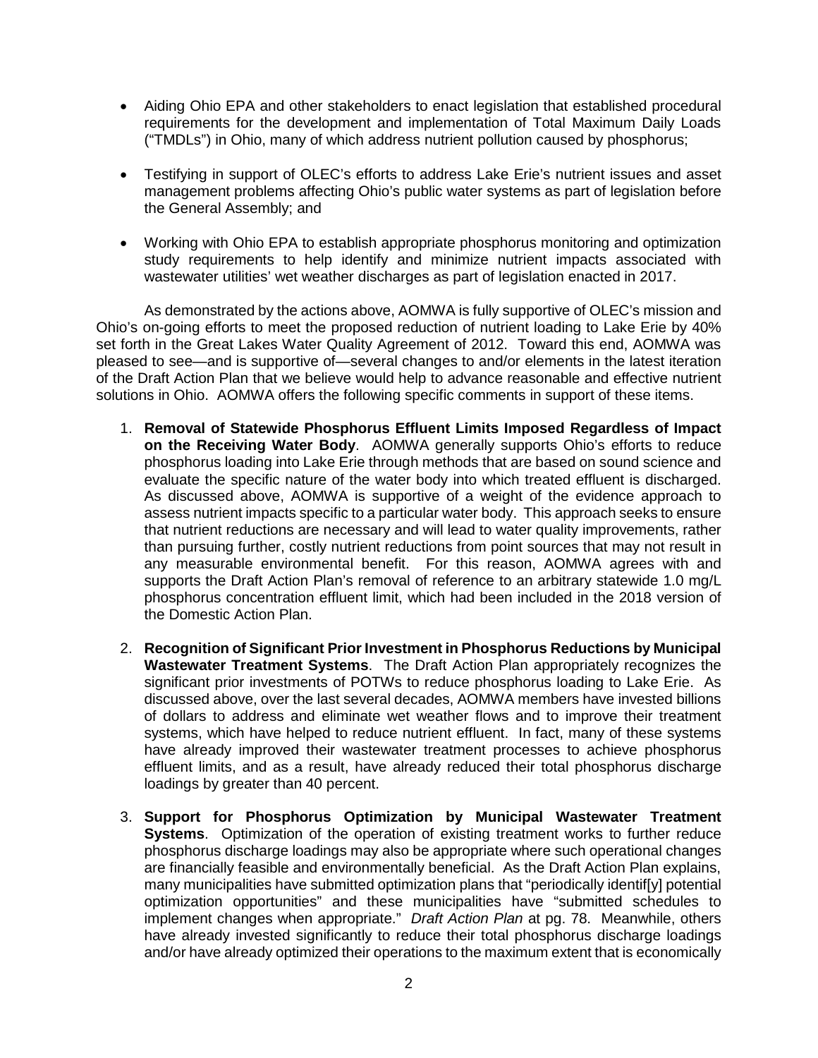- Aiding Ohio EPA and other stakeholders to enact legislation that established procedural requirements for the development and implementation of Total Maximum Daily Loads ("TMDLs") in Ohio, many of which address nutrient pollution caused by phosphorus;

- Testifying in support of OLEC's efforts to address Lake Erie's nutrient issues and asset management problems affecting Ohio's public water systems as part of legislation before the General Assembly; and

- Working with Ohio EPA to establish appropriate phosphorus monitoring and optimization study requirements to help identify and minimize nutrient impacts associated with wastewater utilities' wet weather discharges as part of legislation enacted in 2017.

As demonstrated by the actions above, AOMWA is fully supportive of OLEC's mission and Ohio's on-going efforts to meet the proposed reduction of nutrient loading to Lake Erie by 40% set forth in the Great Lakes Water Quality Agreement of 2012. Toward this end, AOMWA was pleased to see—and is supportive of—several changes to and/or elements in the latest iteration of the Draft Action Plan that we believe would help to advance reasonable and effective nutrient solutions in Ohio. AOMWA offers the following specific comments in support of these items.

1. **Removal of Statewide Phosphorus Effluent Limits Imposed Regardless of Impact on the Receiving Water Body**. AOMWA generally supports Ohio's efforts to reduce phosphorus loading into Lake Erie through methods that are based on sound science and evaluate the specific nature of the water body into which treated effluent is discharged. As discussed above, AOMWA is supportive of a weight of the evidence approach to assess nutrient impacts specific to a particular water body. This approach seeks to ensure that nutrient reductions are necessary and will lead to water quality improvements, rather than pursuing further, costly nutrient reductions from point sources that may not result in any measurable environmental benefit. For this reason, AOMWA agrees with and supports the Draft Action Plan's removal of reference to an arbitrary statewide 1.0 mg/L phosphorus concentration effluent limit, which had been included in the 2018 version of the Domestic Action Plan.

2. **Recognition of Significant Prior Investment in Phosphorus Reductions by Municipal Wastewater Treatment Systems**. The Draft Action Plan appropriately recognizes the significant prior investments of POTWs to reduce phosphorus loading to Lake Erie. As discussed above, over the last several decades, AOMWA members have invested billions of dollars to address and eliminate wet weather flows and to improve their treatment systems, which have helped to reduce nutrient effluent. In fact, many of these systems have already improved their wastewater treatment processes to achieve phosphorus effluent limits, and as a result, have already reduced their total phosphorus discharge loadings by greater than 40 percent.

3. **Support for Phosphorus Optimization by Municipal Wastewater Treatment Systems**. Optimization of the operation of existing treatment works to further reduce phosphorus discharge loadings may also be appropriate where such operational changes are financially feasible and environmentally beneficial. As the Draft Action Plan explains, many municipalities have submitted optimization plans that "periodically identif[y] potential optimization opportunities" and these municipalities have "submitted schedules to implement changes when appropriate." *Draft Action Plan* at pg. 78. Meanwhile, others have already invested significantly to reduce their total phosphorus discharge loadings and/or have already optimized their operations to the maximum extent that is economically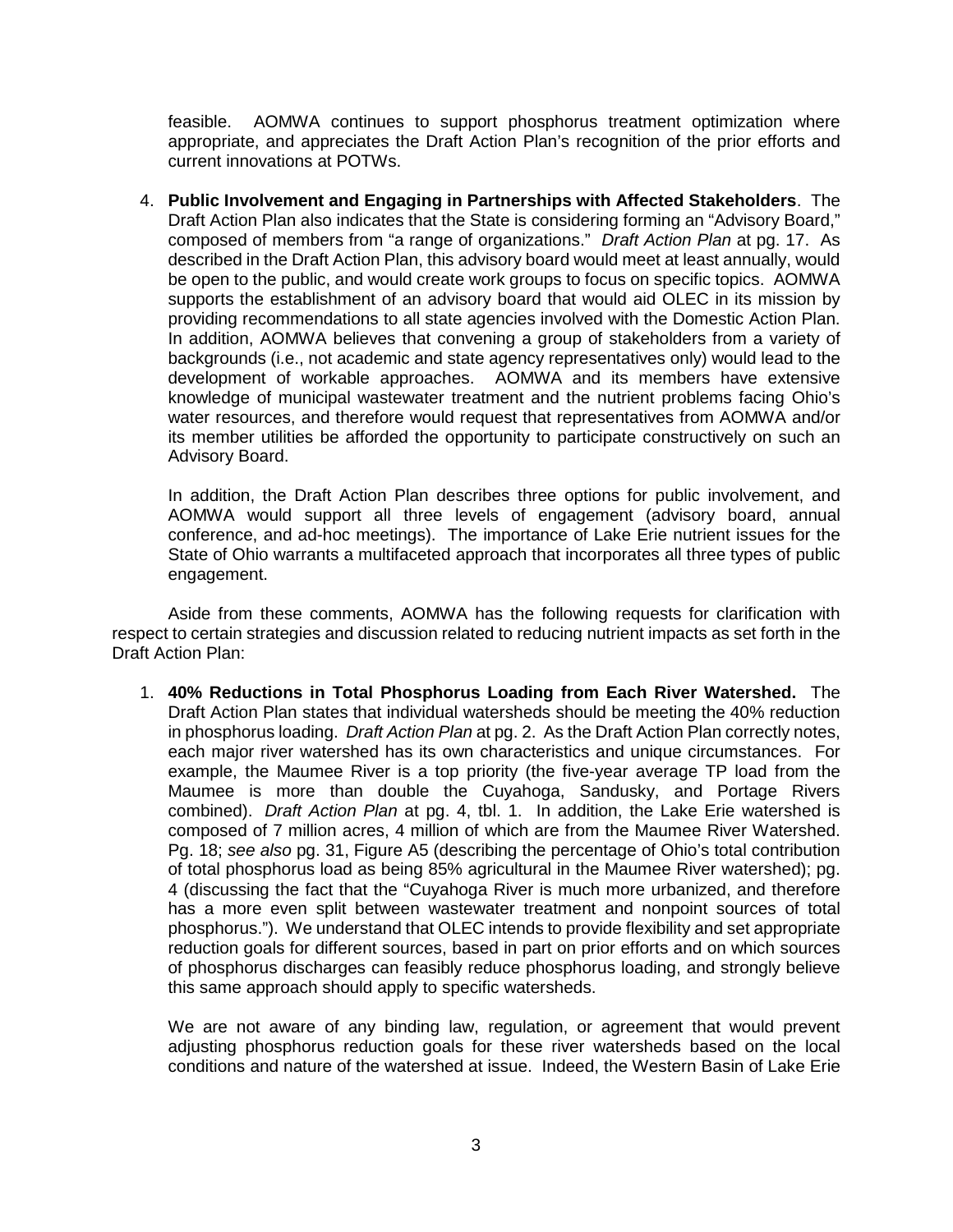feasible. AOMWA continues to support phosphorus treatment optimization where appropriate, and appreciates the Draft Action Plan's recognition of the prior efforts and current innovations at POTWs.

4. **Public Involvement and Engaging in Partnerships with Affected Stakeholders**. The Draft Action Plan also indicates that the State is considering forming an "Advisory Board," composed of members from "a range of organizations." *Draft Action Plan* at pg. 17. As described in the Draft Action Plan, this advisory board would meet at least annually, would be open to the public, and would create work groups to focus on specific topics. AOMWA supports the establishment of an advisory board that would aid OLEC in its mission by providing recommendations to all state agencies involved with the Domestic Action Plan. In addition, AOMWA believes that convening a group of stakeholders from a variety of backgrounds (i.e., not academic and state agency representatives only) would lead to the development of workable approaches. AOMWA and its members have extensive knowledge of municipal wastewater treatment and the nutrient problems facing Ohio's water resources, and therefore would request that representatives from AOMWA and/or its member utilities be afforded the opportunity to participate constructively on such an Advisory Board.

   In addition, the Draft Action Plan describes three options for public involvement, and AOMWA would support all three levels of engagement (advisory board, annual conference, and ad-hoc meetings). The importance of Lake Erie nutrient issues for the State of Ohio warrants a multifaceted approach that incorporates all three types of public engagement.

Aside from these comments, AOMWA has the following requests for clarification with respect to certain strategies and discussion related to reducing nutrient impacts as set forth in the Draft Action Plan:

1. **40% Reductions in Total Phosphorus Loading from Each River Watershed.** The Draft Action Plan states that individual watersheds should be meeting the 40% reduction in phosphorus loading. *Draft Action Plan* at pg. 2. As the Draft Action Plan correctly notes, each major river watershed has its own characteristics and unique circumstances. For example, the Maumee River is a top priority (the five-year average TP load from the Maumee is more than double the Cuyahoga, Sandusky, and Portage Rivers combined). *Draft Action Plan* at pg. 4, tbl. 1. In addition, the Lake Erie watershed is composed of 7 million acres, 4 million of which are from the Maumee River Watershed. Pg. 18; *see also* pg. 31, Figure A5 (describing the percentage of Ohio's total contribution of total phosphorus load as being 85% agricultural in the Maumee River watershed); pg. 4 (discussing the fact that the "Cuyahoga River is much more urbanized, and therefore has a more even split between wastewater treatment and nonpoint sources of total phosphorus."). We understand that OLEC intends to provide flexibility and set appropriate reduction goals for different sources, based in part on prior efforts and on which sources of phosphorus discharges can feasibly reduce phosphorus loading, and strongly believe this same approach should apply to specific watersheds.

   We are not aware of any binding law, regulation, or agreement that would prevent adjusting phosphorus reduction goals for these river watersheds based on the local conditions and nature of the watershed at issue. Indeed, the Western Basin of Lake Erie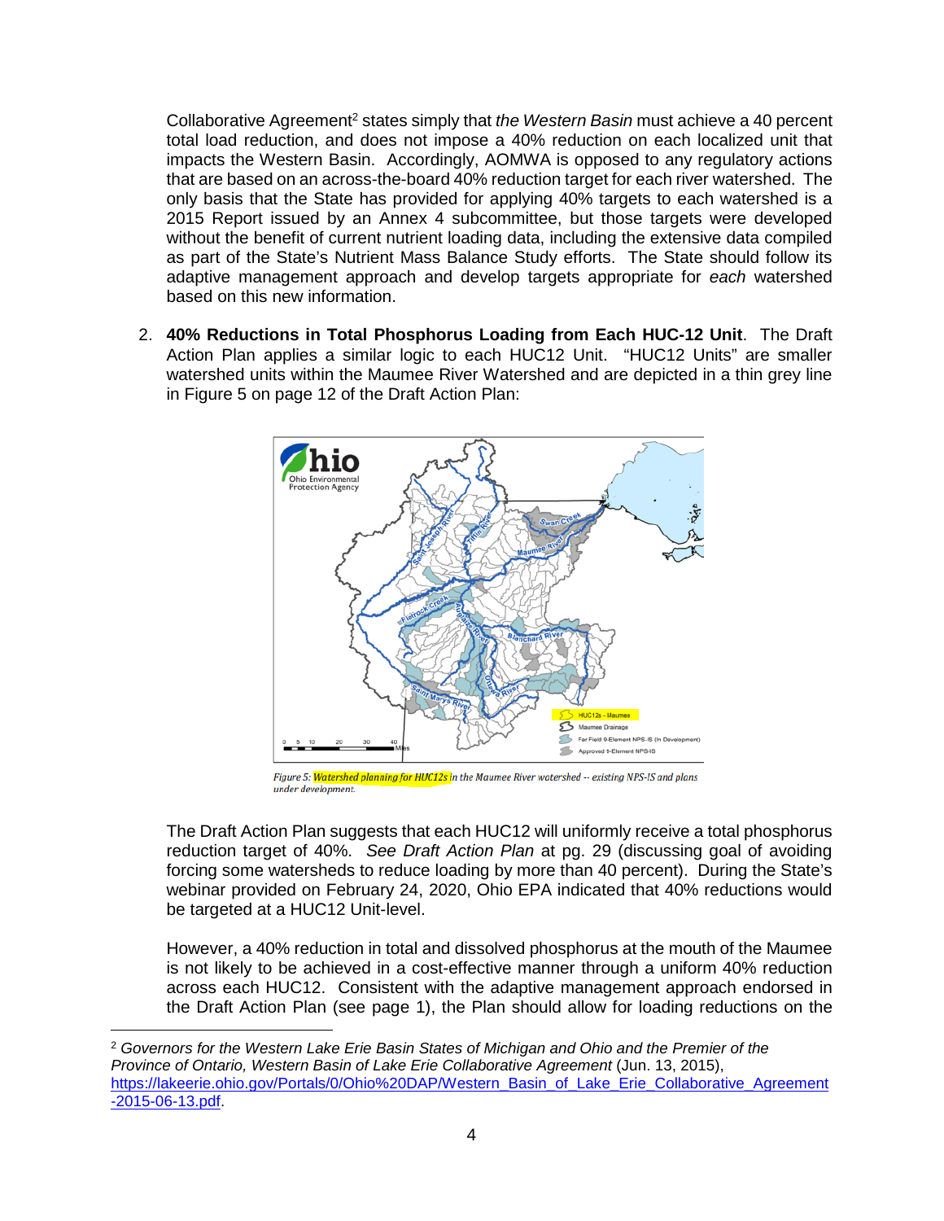Collaborative Agreement[2] states simply that *the Western Basin* must achieve a 40 percent total load reduction, and does not impose a 40% reduction on each localized unit that impacts the Western Basin. Accordingly, AOMWA is opposed to any regulatory actions that are based on an across-the-board 40% reduction target for each river watershed. The only basis that the State has provided for applying 40% targets to each watershed is a 2015 Report issued by an Annex 4 subcommittee, but those targets were developed without the benefit of current nutrient loading data, including the extensive data compiled as part of the State's Nutrient Mass Balance Study efforts. The State should follow its adaptive management approach and develop targets appropriate for *each* watershed based on this new information.

2. **40% Reductions in Total Phosphorus Loading from Each HUC-12 Unit**. The Draft Action Plan applies a similar logic to each HUC12 Unit. "HUC12 Units" are smaller watershed units within the Maumee River Watershed and are depicted in a thin grey line in Figure 5 on page 12 of the Draft Action Plan:

*Figure 5: Watershed planning for HUC12s in the Maumee River watershed -- existing NPS-IS and plans under development.*

The Draft Action Plan suggests that each HUC12 will uniformly receive a total phosphorus reduction target of 40%. *See Draft Action Plan* at pg. 29 (discussing goal of avoiding forcing some watersheds to reduce loading by more than 40 percent). During the State's webinar provided on February 24, 2020, Ohio EPA indicated that 40% reductions would be targeted at a HUC12 Unit-level.

However, a 40% reduction in total and dissolved phosphorus at the mouth of the Maumee is not likely to be achieved in a cost-effective manner through a uniform 40% reduction across each HUC12. Consistent with the adaptive management approach endorsed in the Draft Action Plan (see page 1), the Plan should allow for loading reductions on the

---

[2] *Governors for the Western Lake Erie Basin States of Michigan and Ohio and the Premier of the Province of Ontario, Western Basin of Lake Erie Collaborative Agreement* (Jun. 13, 2015), https://lakeerie.ohio.gov/Portals/0/Ohio%20DAP/Western_Basin_of_Lake_Erie_Collaborative_Agreement-2015-06-13.pdf.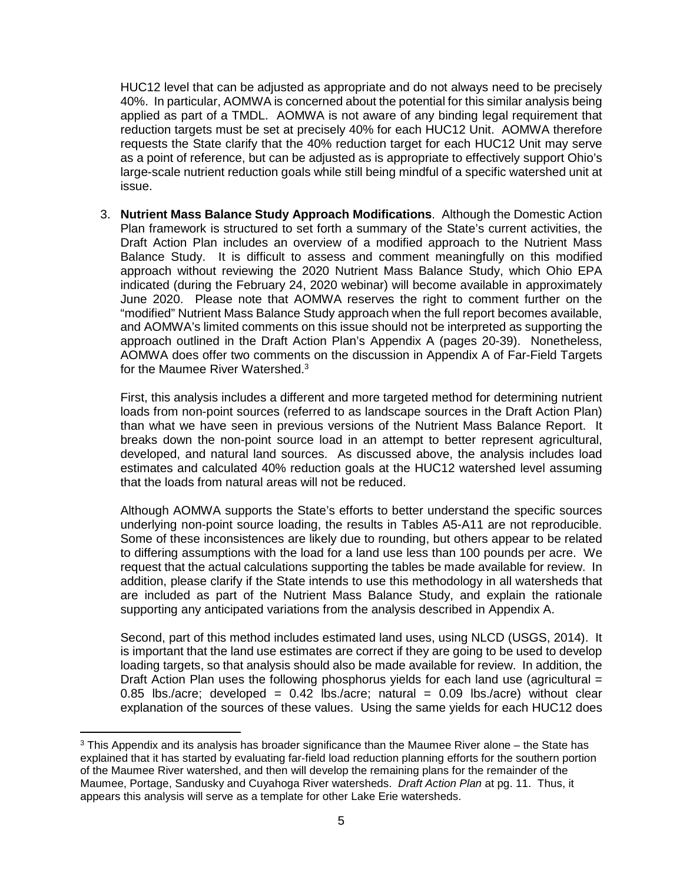HUC12 level that can be adjusted as appropriate and do not always need to be precisely 40%. In particular, AOMWA is concerned about the potential for this similar analysis being applied as part of a TMDL. AOMWA is not aware of any binding legal requirement that reduction targets must be set at precisely 40% for each HUC12 Unit. AOMWA therefore requests the State clarify that the 40% reduction target for each HUC12 Unit may serve as a point of reference, but can be adjusted as is appropriate to effectively support Ohio's large-scale nutrient reduction goals while still being mindful of a specific watershed unit at issue.

3. **Nutrient Mass Balance Study Approach Modifications**. Although the Domestic Action Plan framework is structured to set forth a summary of the State's current activities, the Draft Action Plan includes an overview of a modified approach to the Nutrient Mass Balance Study. It is difficult to assess and comment meaningfully on this modified approach without reviewing the 2020 Nutrient Mass Balance Study, which Ohio EPA indicated (during the February 24, 2020 webinar) will become available in approximately June 2020. Please note that AOMWA reserves the right to comment further on the "modified" Nutrient Mass Balance Study approach when the full report becomes available, and AOMWA's limited comments on this issue should not be interpreted as supporting the approach outlined in the Draft Action Plan's Appendix A (pages 20-39). Nonetheless, AOMWA does offer two comments on the discussion in Appendix A of Far-Field Targets for the Maumee River Watershed.[3]

   First, this analysis includes a different and more targeted method for determining nutrient loads from non-point sources (referred to as landscape sources in the Draft Action Plan) than what we have seen in previous versions of the Nutrient Mass Balance Report. It breaks down the non-point source load in an attempt to better represent agricultural, developed, and natural land sources. As discussed above, the analysis includes load estimates and calculated 40% reduction goals at the HUC12 watershed level assuming that the loads from natural areas will not be reduced.

   Although AOMWA supports the State's efforts to better understand the specific sources underlying non-point source loading, the results in Tables A5-A11 are not reproducible. Some of these inconsistences are likely due to rounding, but others appear to be related to differing assumptions with the load for a land use less than 100 pounds per acre. We request that the actual calculations supporting the tables be made available for review. In addition, please clarify if the State intends to use this methodology in all watersheds that are included as part of the Nutrient Mass Balance Study, and explain the rationale supporting any anticipated variations from the analysis described in Appendix A.

   Second, part of this method includes estimated land uses, using NLCD (USGS, 2014). It is important that the land use estimates are correct if they are going to be used to develop loading targets, so that analysis should also be made available for review. In addition, the Draft Action Plan uses the following phosphorus yields for each land use (agricultural = 0.85 lbs./acre; developed = 0.42 lbs./acre; natural = 0.09 lbs./acre) without clear explanation of the sources of these values. Using the same yields for each HUC12 does

[3] This Appendix and its analysis has broader significance than the Maumee River alone – the State has explained that it has started by evaluating far-field load reduction planning efforts for the southern portion of the Maumee River watershed, and then will develop the remaining plans for the remainder of the Maumee, Portage, Sandusky and Cuyahoga River watersheds. *Draft Action Plan* at pg. 11. Thus, it appears this analysis will serve as a template for other Lake Erie watersheds.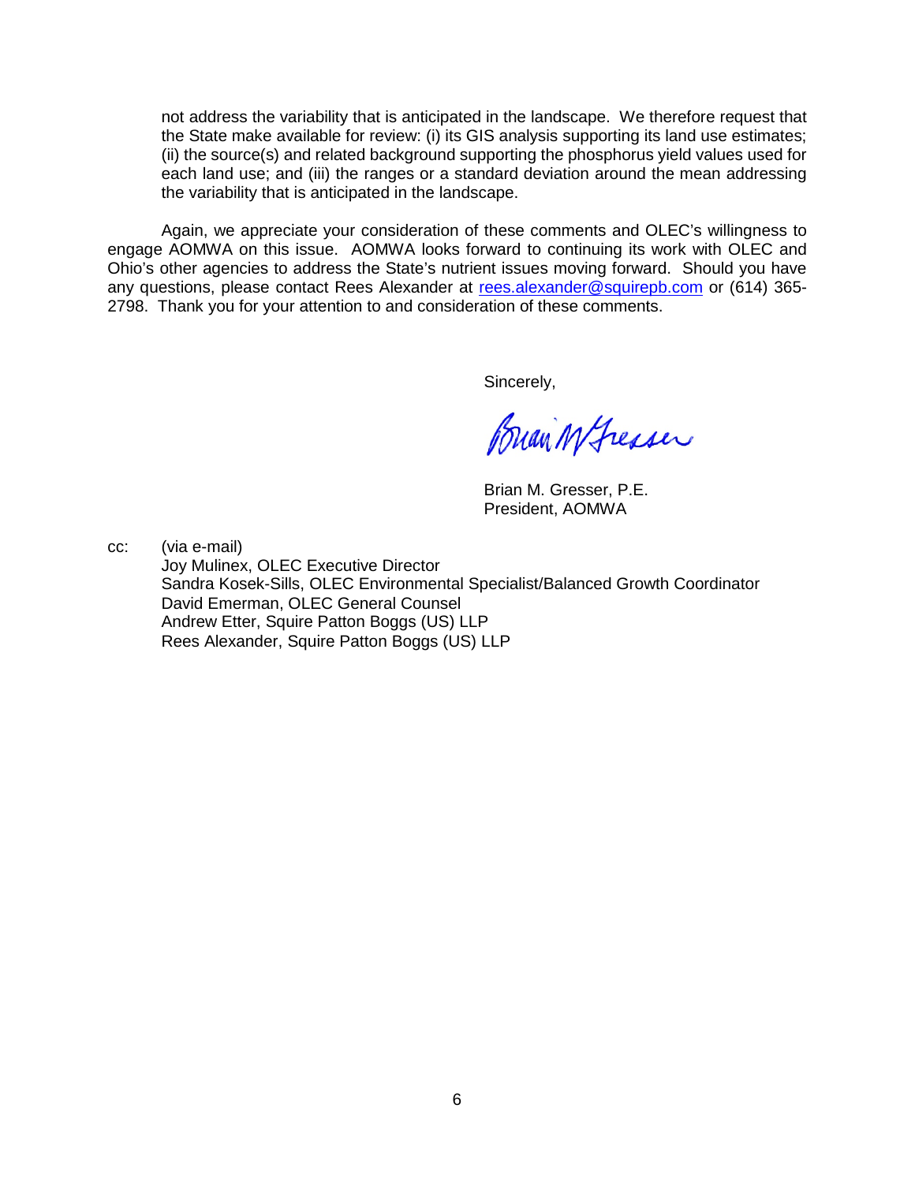not address the variability that is anticipated in the landscape. We therefore request that the State make available for review: (i) its GIS analysis supporting its land use estimates; (ii) the source(s) and related background supporting the phosphorus yield values used for each land use; and (iii) the ranges or a standard deviation around the mean addressing the variability that is anticipated in the landscape.

Again, we appreciate your consideration of these comments and OLEC's willingness to engage AOMWA on this issue. AOMWA looks forward to continuing its work with OLEC and Ohio's other agencies to address the State's nutrient issues moving forward. Should you have any questions, please contact Rees Alexander at rees.alexander@squirepb.com or (614) 365-2798. Thank you for your attention to and consideration of these comments.

Sincerely,

Brian M. Gresser, P.E.
President, AOMWA

cc: (via e-mail)
Joy Mulinex, OLEC Executive Director
Sandra Kosek-Sills, OLEC Environmental Specialist/Balanced Growth Coordinator
David Emerman, OLEC General Counsel
Andrew Etter, Squire Patton Boggs (US) LLP
Rees Alexander, Squire Patton Boggs (US) LLP